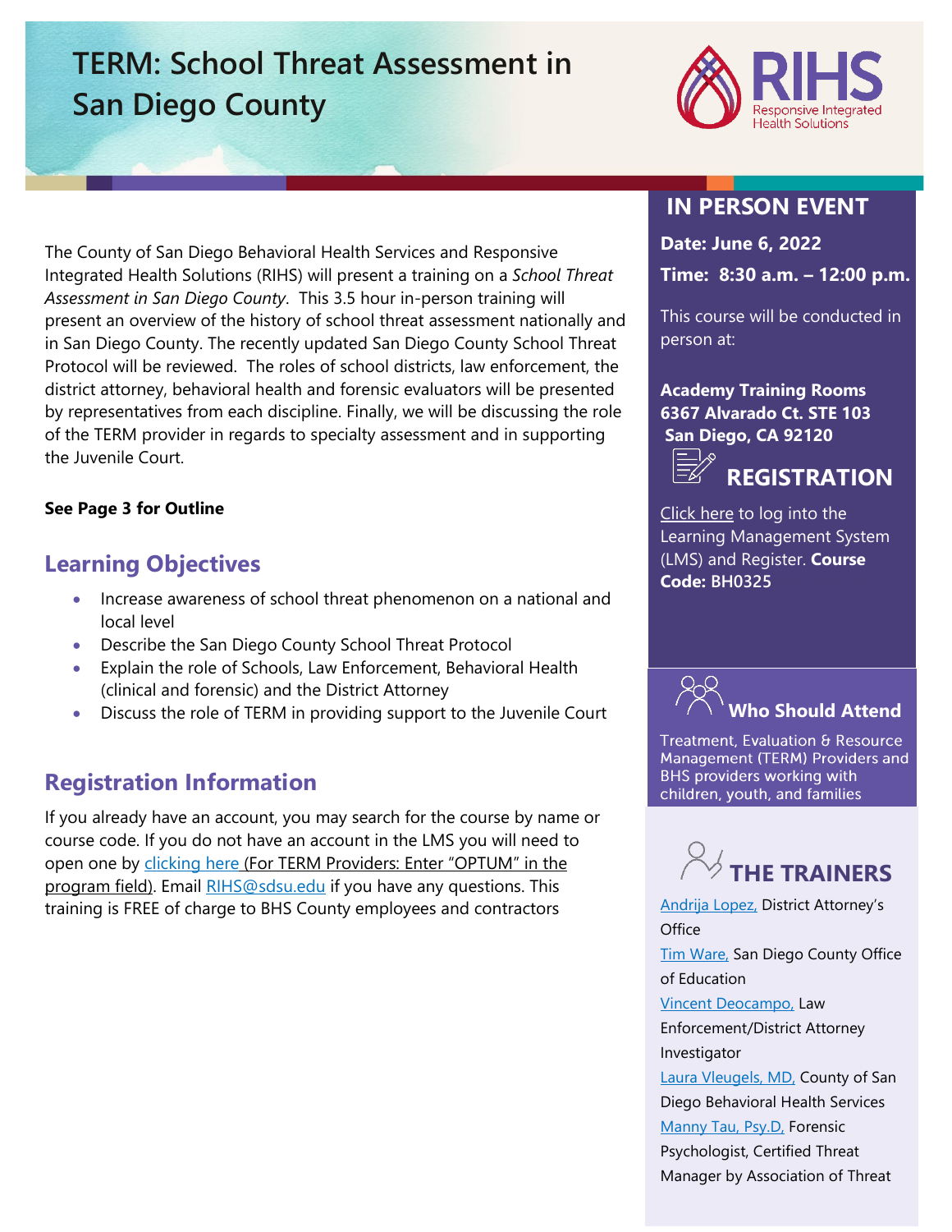# TERM: School Threat Assessment in San Diego County

RIHS Responsive Integrated Health Solutions

The County of San Diego Behavioral Health Services and Responsive Integrated Health Solutions (RIHS) will present a training on a *School Threat Assessment in San Diego County*. This 3.5 hour in-person training will present an overview of the history of school threat assessment nationally and in San Diego County. The recently updated San Diego County School Threat Protocol will be reviewed. The roles of school districts, law enforcement, the district attorney, behavioral health and forensic evaluators will be presented by representatives from each discipline. Finally, we will be discussing the role of the TERM provider in regards to specialty assessment and in supporting the Juvenile Court.

**See Page 3 for Outline**

## Learning Objectives

- Increase awareness of school threat phenomenon on a national and local level
- Describe the San Diego County School Threat Protocol
- Explain the role of Schools, Law Enforcement, Behavioral Health (clinical and forensic) and the District Attorney
- Discuss the role of TERM in providing support to the Juvenile Court

## Registration Information

If you already have an account, you may search for the course by name or course code. If you do not have an account in the LMS you will need to open one by clicking here (For TERM Providers: Enter "OPTUM" in the program field). Email RIHS@sdsu.edu if you have any questions. This training is FREE of charge to BHS County employees and contractors

## IN PERSON EVENT

**Date: June 6, 2022**

**Time: 8:30 a.m. – 12:00 p.m.**

This course will be conducted in person at:

**Academy Training Rooms**
**6367 Alvarado Ct. STE 103**
**San Diego, CA 92120**

## REGISTRATION

Click here to log into the Learning Management System (LMS) and Register. **Course Code:** BH0325

## Who Should Attend

Treatment, Evaluation & Resource Management (TERM) Providers and BHS providers working with children, youth, and families

## THE TRAINERS

Andrija Lopez, District Attorney's Office

Tim Ware, San Diego County Office of Education

Vincent Deocampo, Law Enforcement/District Attorney Investigator

Laura Vleugels, MD, County of San Diego Behavioral Health Services

Manny Tau, Psy.D, Forensic Psychologist, Certified Threat Manager by Association of Threat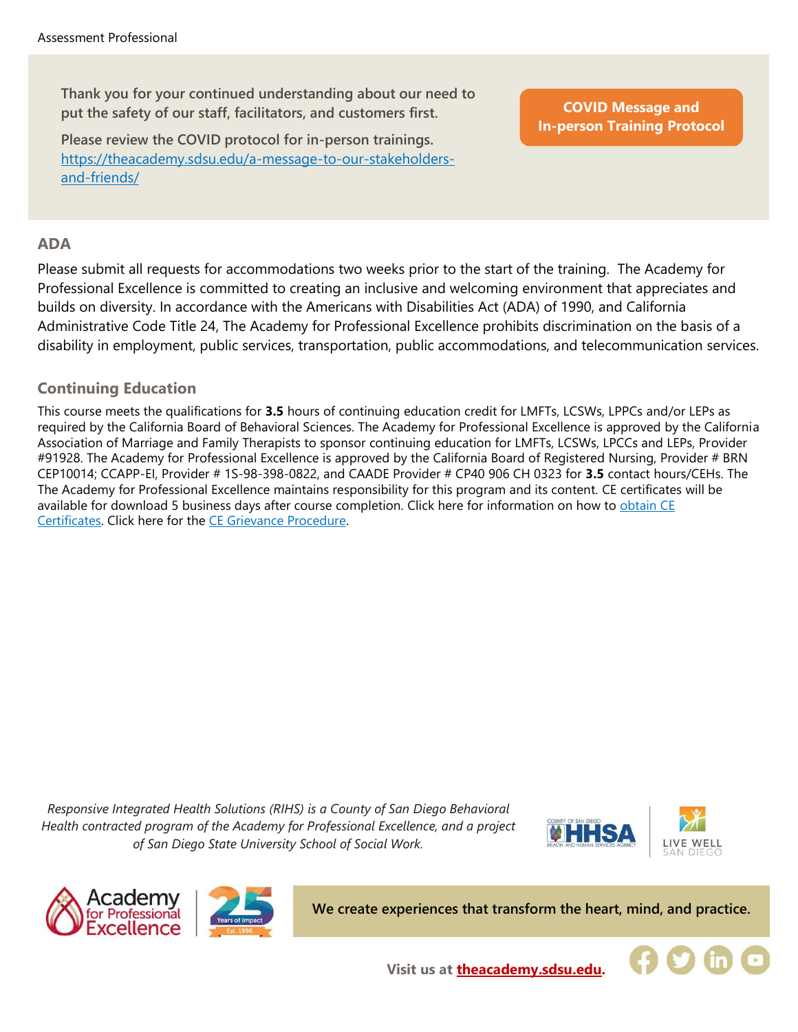Thank you for your continued understanding about our need to put the safety of our staff, facilitators, and customers first.

Please review the COVID protocol for in-person trainings. [https://theacademy.sdsu.edu/a-message-to-our-stakeholders-and-friends/](https://theacademy.sdsu.edu/a-message-to-our-stakeholders-and-friends/)

**COVID Message and In-person Training Protocol**

## ADA

Please submit all requests for accommodations two weeks prior to the start of the training. The Academy for Professional Excellence is committed to creating an inclusive and welcoming environment that appreciates and builds on diversity. In accordance with the Americans with Disabilities Act (ADA) of 1990, and California Administrative Code Title 24, The Academy for Professional Excellence prohibits discrimination on the basis of a disability in employment, public services, transportation, public accommodations, and telecommunication services.

## Continuing Education

This course meets the qualifications for **3.5** hours of continuing education credit for LMFTs, LCSWs, LPPCs and/or LEPs as required by the California Board of Behavioral Sciences. The Academy for Professional Excellence is approved by the California Association of Marriage and Family Therapists to sponsor continuing education for LMFTs, LCSWs, LPCCs and LEPs, Provider #91928. The Academy for Professional Excellence is approved by the California Board of Registered Nursing, Provider # BRN CEP10014; CCAPP-EI, Provider # 1S-98-398-0822, and CAADE Provider # CP40 906 CH 0323 for **3.5** contact hours/CEHs. The The Academy for Professional Excellence maintains responsibility for this program and its content. CE certificates will be available for download 5 business days after course completion. Click here for information on how to obtain CE Certificates. Click here for the CE Grievance Procedure.

*Responsive Integrated Health Solutions (RIHS) is a County of San Diego Behavioral Health contracted program of the Academy for Professional Excellence, and a project of San Diego State University School of Social Work.*

**We create experiences that transform the heart, mind, and practice.**

**Visit us at theacademy.sdsu.edu.**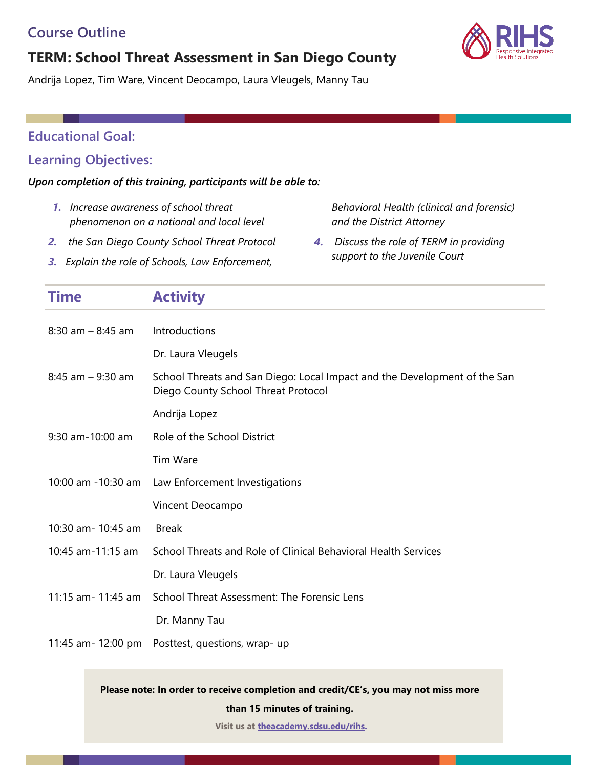## Course Outline

# TERM: School Threat Assessment in San Diego County

Andrija Lopez, Tim Ware, Vincent Deocampo, Laura Vleugels, Manny Tau

### Educational Goal:

### Learning Objectives:

***Upon completion of this training, participants will be able to:***

1. *Increase awareness of school threat phenomenon on a national and local level*
2. *the San Diego County School Threat Protocol*
3. *Explain the role of Schools, Law Enforcement, Behavioral Health (clinical and forensic) and the District Attorney*
4. *Discuss the role of TERM in providing support to the Juvenile Court*

| Time | Activity |
|---|---|
| 8:30 am – 8:45 am | Introductions |
| | Dr. Laura Vleugels |
| 8:45 am – 9:30 am | School Threats and San Diego: Local Impact and the Development of the San Diego County School Threat Protocol |
| | Andrija Lopez |
| 9:30 am-10:00 am | Role of the School District |
| | Tim Ware |
| 10:00 am -10:30 am | Law Enforcement Investigations |
| | Vincent Deocampo |
| 10:30 am- 10:45 am | Break |
| 10:45 am-11:15 am | School Threats and Role of Clinical Behavioral Health Services |
| | Dr. Laura Vleugels |
| 11:15 am- 11:45 am | School Threat Assessment: The Forensic Lens |
| | Dr. Manny Tau |
| 11:45 am- 12:00 pm | Posttest, questions, wrap- up |

**Please note: In order to receive completion and credit/CE's, you may not miss more than 15 minutes of training.**

**Visit us at [theacademy.sdsu.edu/rihs](theacademy.sdsu.edu/rihs).**